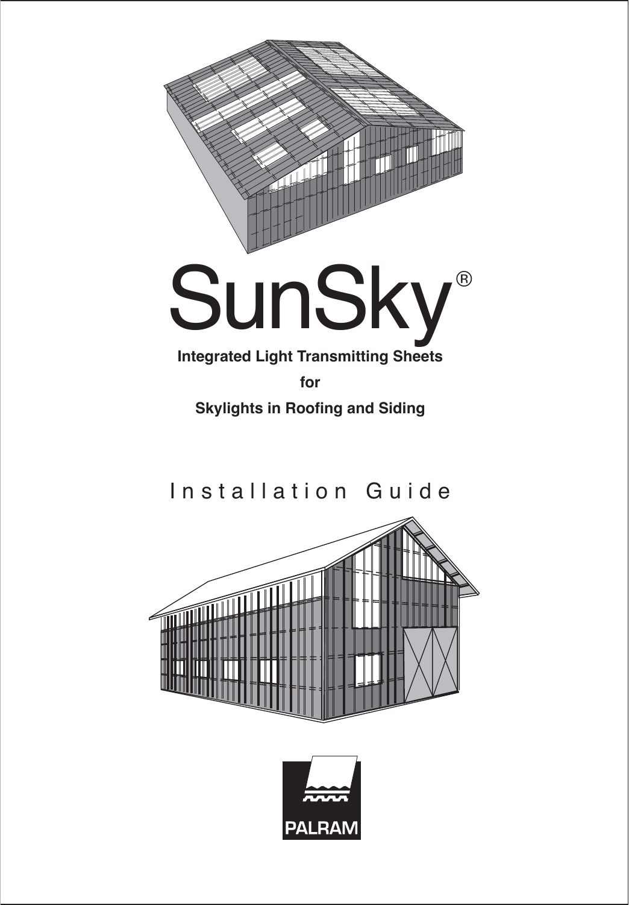# SunSky®

**Integrated Light Transmitting Sheets**

**for**

**Skylights in Roofing and Siding**

## Installation Guide

PALRAM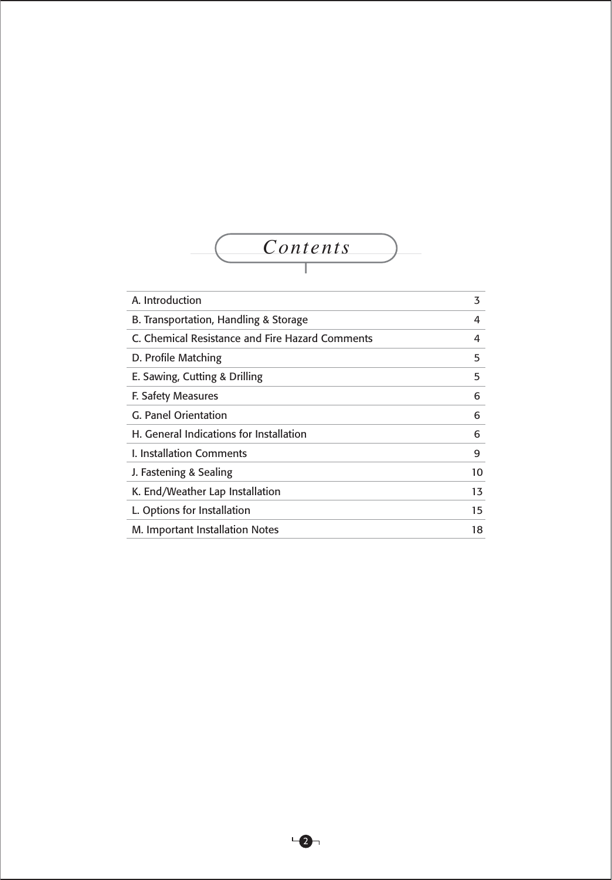# *Contents*

| | |
|---|---|
| A. Introduction | 3 |
| B. Transportation, Handling & Storage | 4 |
| C. Chemical Resistance and Fire Hazard Comments | 4 |
| D. Profile Matching | 5 |
| E. Sawing, Cutting & Drilling | 5 |
| F. Safety Measures | 6 |
| G. Panel Orientation | 6 |
| H. General Indications for Installation | 6 |
| I. Installation Comments | 9 |
| J. Fastening & Sealing | 10 |
| K. End/Weather Lap Installation | 13 |
| L. Options for Installation | 15 |
| M. Important Installation Notes | 18 |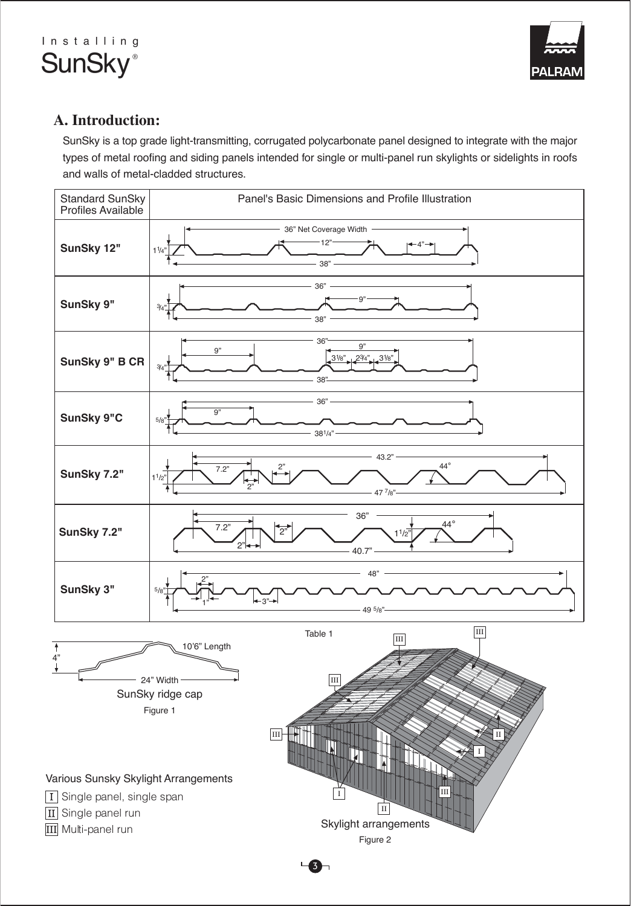Installing SunSky®

## A. Introduction:

SunSky is a top grade light-transmitting, corrugated polycarbonate panel designed to integrate with the major types of metal roofing and siding panels intended for single or multi-panel run skylights or sidelights in roofs and walls of metal-cladded structures.

| Standard SunSky Profiles Available | Panel's Basic Dimensions and Profile Illustration |
|---|---|
| SunSky 12" | 36" Net Coverage Width; 12"; 4"; 1¼"; 38" |
| SunSky 9" | 36"; 9"; ¾"; 38" |
| SunSky 9" B CR | 36"; 9"; 9"; 3⅛"; 2¾"; 3⅛"; ¾"; 38" |
| SunSky 9"C | 36"; 9"; 5/8"; 38¼" |
| SunSky 7.2" | 43.2"; 7.2"; 2"; 44°; 1½"; 2"; 47 7/8" |
| SunSky 7.2" | 36"; 7.2"; 2"; 44°; 1½"; 2"; 40.7" |
| SunSky 3" | 48"; 2"; 5/8"; 1"; 3"; 49 5/8" |

Table 1

4"; 10'6" Length; 24" Width

SunSky ridge cap

Figure 1

Various Sunsky Skylight Arrangements

- I Single panel, single span
- II Single panel run
- III Multi-panel run

Skylight arrangements

Figure 2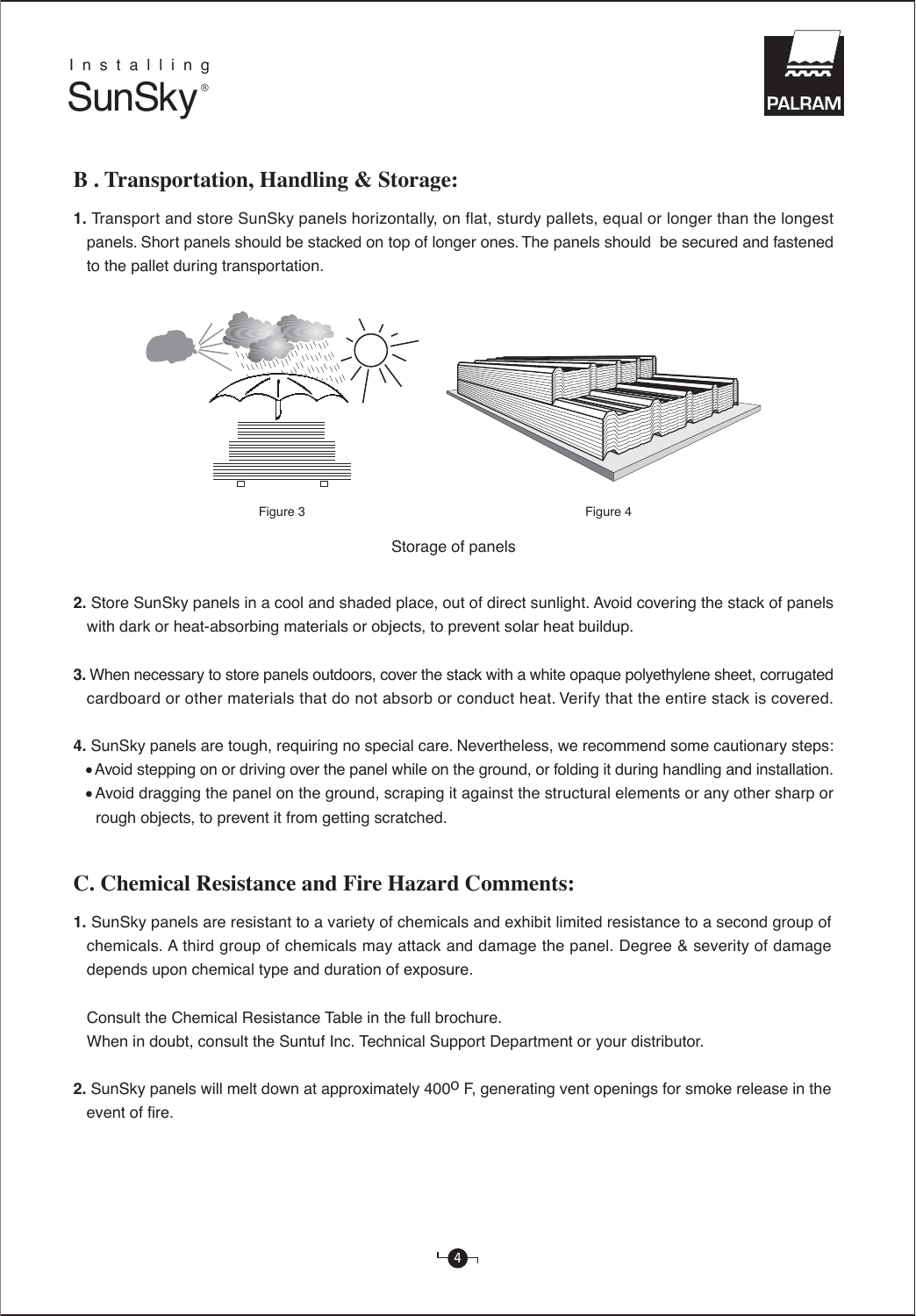## B . Transportation, Handling & Storage:

**1.** Transport and store SunSky panels horizontally, on flat, sturdy pallets, equal or longer than the longest panels. Short panels should be stacked on top of longer ones. The panels should be secured and fastened to the pallet during transportation.

Figure 3

Figure 4

Storage of panels

**2.** Store SunSky panels in a cool and shaded place, out of direct sunlight. Avoid covering the stack of panels with dark or heat-absorbing materials or objects, to prevent solar heat buildup.

**3.** When necessary to store panels outdoors, cover the stack with a white opaque polyethylene sheet, corrugated cardboard or other materials that do not absorb or conduct heat. Verify that the entire stack is covered.

**4.** SunSky panels are tough, requiring no special care. Nevertheless, we recommend some cautionary steps:

- Avoid stepping on or driving over the panel while on the ground, or folding it during handling and installation.
- Avoid dragging the panel on the ground, scraping it against the structural elements or any other sharp or rough objects, to prevent it from getting scratched.

## C. Chemical Resistance and Fire Hazard Comments:

**1.** SunSky panels are resistant to a variety of chemicals and exhibit limited resistance to a second group of chemicals. A third group of chemicals may attack and damage the panel. Degree & severity of damage depends upon chemical type and duration of exposure.

Consult the Chemical Resistance Table in the full brochure.
When in doubt, consult the Suntuf Inc. Technical Support Department or your distributor.

**2.** SunSky panels will melt down at approximately 400$^{o}$ F, generating vent openings for smoke release in the event of fire.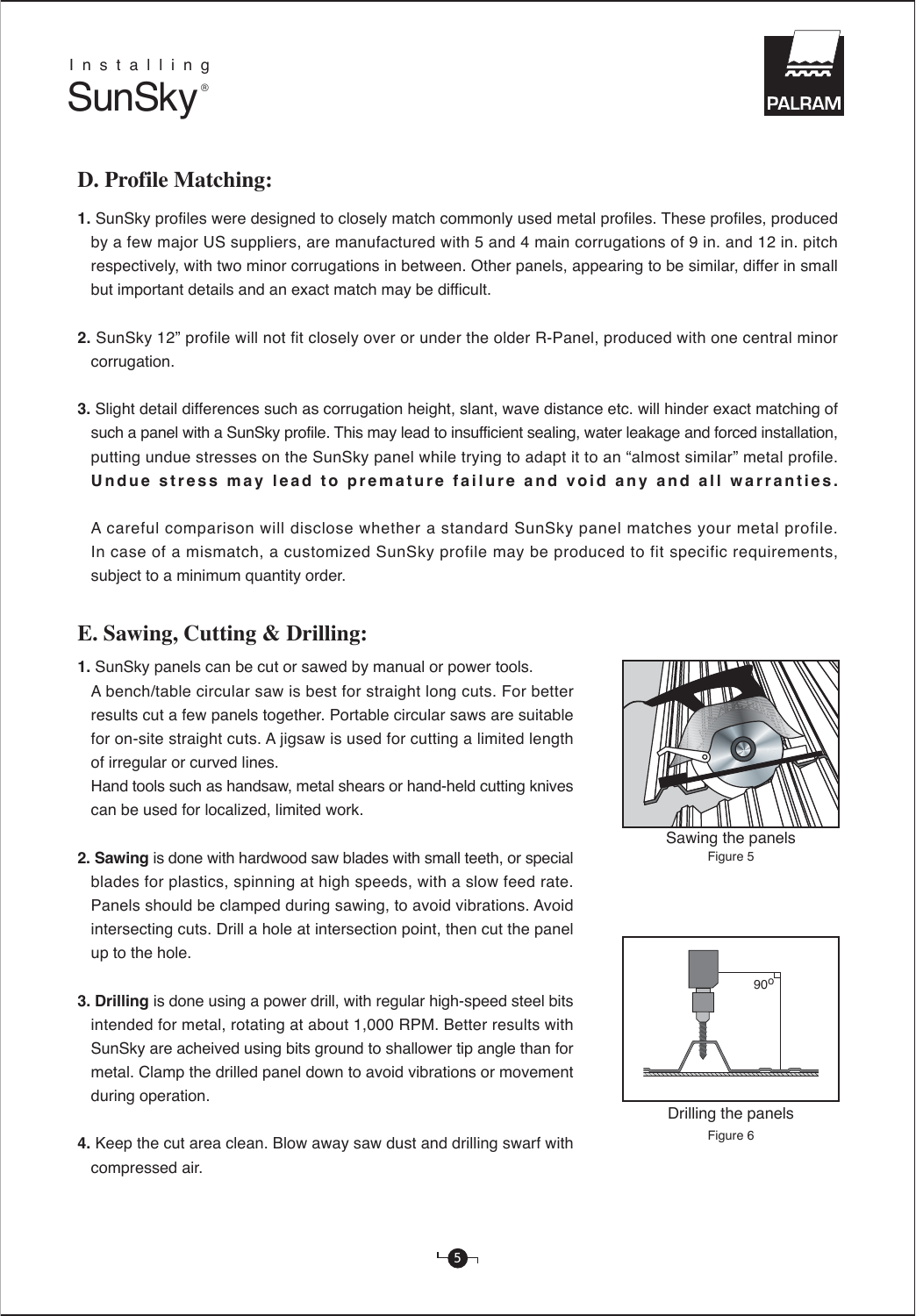## D. Profile Matching:

**1.** SunSky profiles were designed to closely match commonly used metal profiles. These profiles, produced by a few major US suppliers, are manufactured with 5 and 4 main corrugations of 9 in. and 12 in. pitch respectively, with two minor corrugations in between. Other panels, appearing to be similar, differ in small but important details and an exact match may be difficult.

**2.** SunSky 12" profile will not fit closely over or under the older R-Panel, produced with one central minor corrugation.

**3.** Slight detail differences such as corrugation height, slant, wave distance etc. will hinder exact matching of such a panel with a SunSky profile. This may lead to insufficient sealing, water leakage and forced installation, putting undue stresses on the SunSky panel while trying to adapt it to an "almost similar" metal profile. **Undue stress may lead to premature failure and void any and all warranties.**

A careful comparison will disclose whether a standard SunSky panel matches your metal profile. In case of a mismatch, a customized SunSky profile may be produced to fit specific requirements, subject to a minimum quantity order.

## E. Sawing, Cutting & Drilling:

**1.** SunSky panels can be cut or sawed by manual or power tools.
A bench/table circular saw is best for straight long cuts. For better results cut a few panels together. Portable circular saws are suitable for on-site straight cuts. A jigsaw is used for cutting a limited length of irregular or curved lines.
Hand tools such as handsaw, metal shears or hand-held cutting knives can be used for localized, limited work.

Sawing the panels
Figure 5

**2. Sawing** is done with hardwood saw blades with small teeth, or special blades for plastics, spinning at high speeds, with a slow feed rate. Panels should be clamped during sawing, to avoid vibrations. Avoid intersecting cuts. Drill a hole at intersection point, then cut the panel up to the hole.

**3. Drilling** is done using a power drill, with regular high-speed steel bits intended for metal, rotating at about 1,000 RPM. Better results with SunSky are acheived using bits ground to shallower tip angle than for metal. Clamp the drilled panel down to avoid vibrations or movement during operation.

Drilling the panels
Figure 6

**4.** Keep the cut area clean. Blow away saw dust and drilling swarf with compressed air.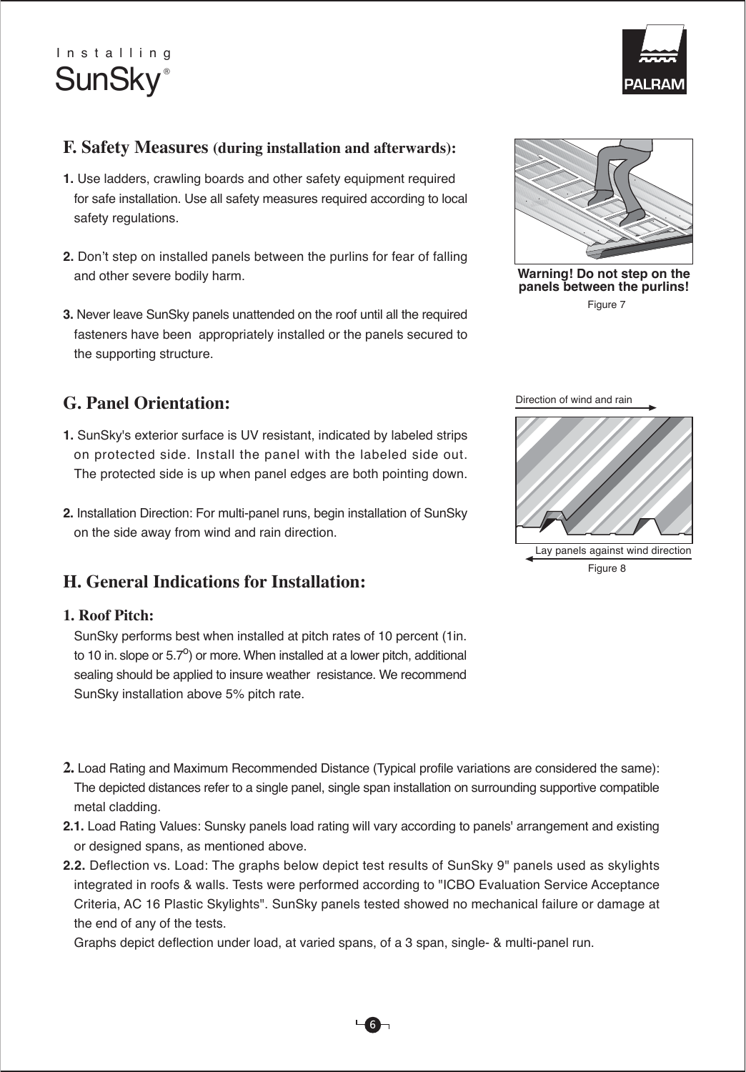## F. Safety Measures (during installation and afterwards):

**1.** Use ladders, crawling boards and other safety equipment required for safe installation. Use all safety measures required according to local safety regulations.

**2.** Don't step on installed panels between the purlins for fear of falling and other severe bodily harm.

**3.** Never leave SunSky panels unattended on the roof until all the required fasteners have been appropriately installed or the panels secured to the supporting structure.

**Warning! Do not step on the panels between the purlins!**

Figure 7

## G. Panel Orientation:

**1.** SunSky's exterior surface is UV resistant, indicated by labeled strips on protected side. Install the panel with the labeled side out. The protected side is up when panel edges are both pointing down.

**2.** Installation Direction: For multi-panel runs, begin installation of SunSky on the side away from wind and rain direction.

Direction of wind and rain

Lay panels against wind direction

Figure 8

## H. General Indications for Installation:

### 1. Roof Pitch:

SunSky performs best when installed at pitch rates of 10 percent (1in. to 10 in. slope or 5.7°) or more. When installed at a lower pitch, additional sealing should be applied to insure weather resistance. We recommend SunSky installation above 5% pitch rate.

**2.** Load Rating and Maximum Recommended Distance (Typical profile variations are considered the same): The depicted distances refer to a single panel, single span installation on surrounding supportive compatible metal cladding.

**2.1.** Load Rating Values: Sunsky panels load rating will vary according to panels' arrangement and existing or designed spans, as mentioned above.

**2.2.** Deflection vs. Load: The graphs below depict test results of SunSky 9" panels used as skylights integrated in roofs & walls. Tests were performed according to "ICBO Evaluation Service Acceptance Criteria, AC 16 Plastic Skylights". SunSky panels tested showed no mechanical failure or damage at the end of any of the tests.

Graphs depict deflection under load, at varied spans, of a 3 span, single- & multi-panel run.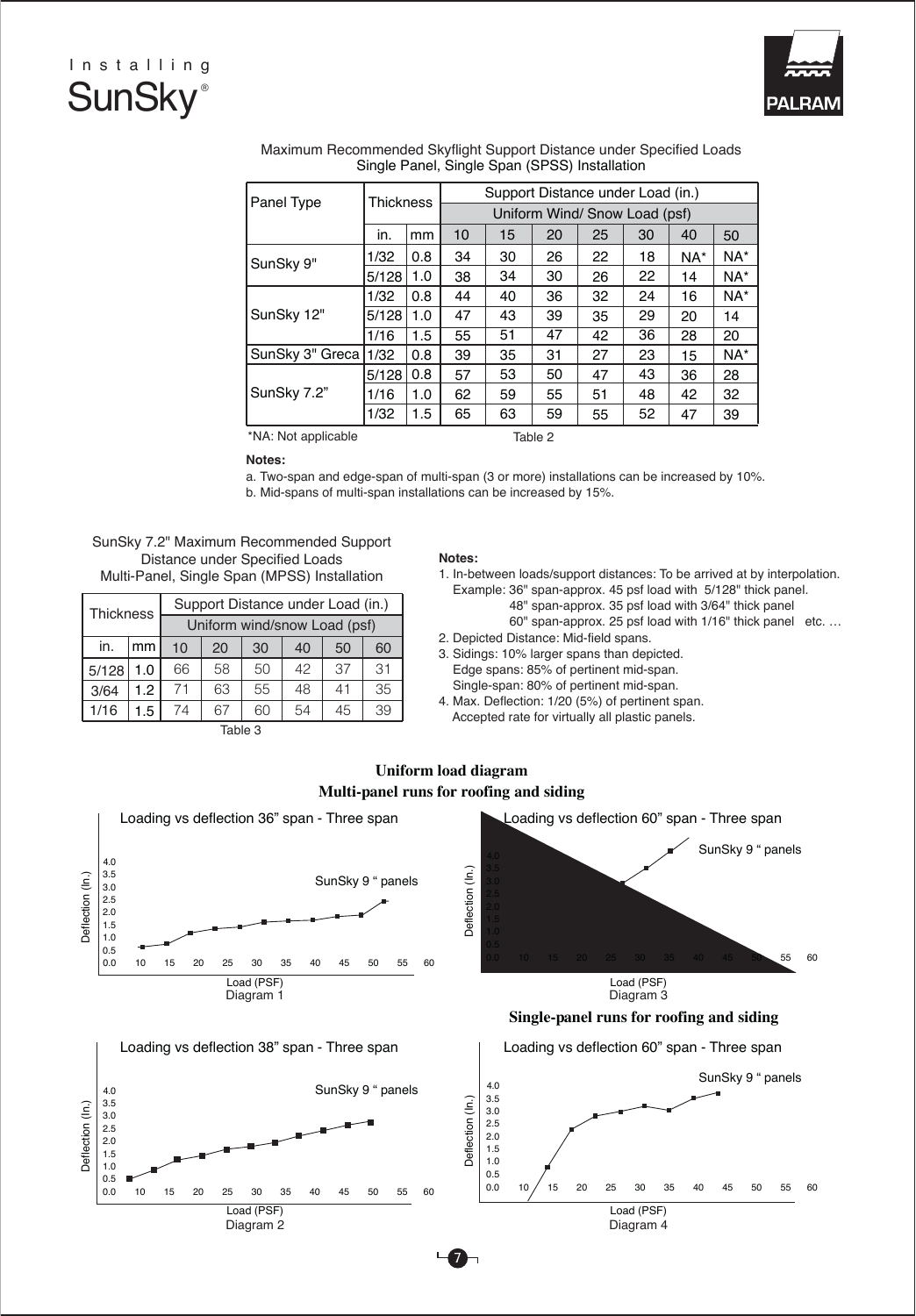Installing SunSky®

Maximum Recommended Skyflight Support Distance under Specified Loads
Single Panel, Single Span (SPSS) Installation

| Panel Type | Thickness | | Support Distance under Load (in.) | | | | | | |
|---|---|---|---|---|---|---|---|---|---|
| | | | Uniform Wind/ Snow Load (psf) | | | | | | |
| | in. | mm | 10 | 15 | 20 | 25 | 30 | 40 | 50 |
| SunSky 9" | 1/32 | 0.8 | 34 | 30 | 26 | 22 | 18 | NA* | NA* |
| | 5/128 | 1.0 | 38 | 34 | 30 | 26 | 22 | 14 | NA* |
| SunSky 12" | 1/32 | 0.8 | 44 | 40 | 36 | 32 | 24 | 16 | NA* |
| | 5/128 | 1.0 | 47 | 43 | 39 | 35 | 29 | 20 | 14 |
| | 1/16 | 1.5 | 55 | 51 | 47 | 42 | 36 | 28 | 20 |
| SunSky 3" Greca | 1/32 | 0.8 | 39 | 35 | 31 | 27 | 23 | 15 | NA* |
| SunSky 7.2" | 5/128 | 0.8 | 57 | 53 | 50 | 47 | 43 | 36 | 28 |
| | 1/16 | 1.0 | 62 | 59 | 55 | 51 | 48 | 42 | 32 |
| | 1/32 | 1.5 | 65 | 63 | 59 | 55 | 52 | 47 | 39 |

*NA: Not applicable

Table 2

**Notes:**

a. Two-span and edge-span of multi-span (3 or more) installations can be increased by 10%.
b. Mid-spans of multi-span installations can be increased by 15%.

SunSky 7.2" Maximum Recommended Support Distance under Specified Loads
Multi-Panel, Single Span (MPSS) Installation

| Thickness | | Support Distance under Load (in.) | | | | | |
|---|---|---|---|---|---|---|---|
| | | Uniform wind/snow Load (psf) | | | | | |
| in. | mm | 10 | 20 | 30 | 40 | 50 | 60 |
| 5/128 | 1.0 | 66 | 58 | 50 | 42 | 37 | 31 |
| 3/64 | 1.2 | 71 | 63 | 55 | 48 | 41 | 35 |
| 1/16 | 1.5 | 74 | 67 | 60 | 54 | 45 | 39 |

Table 3

**Notes:**

1. In-between loads/support distances: To be arrived at by interpolation.
   Example: 36" span-approx. 45 psf load with 5/128" thick panel.
   48" span-approx. 35 psf load with 3/64" thick panel
   60" span-approx. 25 psf load with 1/16" thick panel etc. …
2. Depicted Distance: Mid-field spans.
3. Sidings: 10% larger spans than depicted.
   Edge spans: 85% of pertinent mid-span.
   Single-span: 80% of pertinent mid-span.
4. Max. Deflection: 1/20 (5%) of pertinent span.
   Accepted rate for virtually all plastic panels.

## Uniform load diagram
## Multi-panel runs for roofing and siding

Loading vs deflection 36" span - Three span (SunSky 9" panels; Deflection (In.) vs Load (PSF))

Diagram 1

Loading vs deflection 60" span - Three span (SunSky 9" panels; Deflection (In.) vs Load (PSF))

Diagram 3

Loading vs deflection 38" span - Three span (SunSky 9" panels; Deflection (In.) vs Load (PSF))

Diagram 2

## Single-panel runs for roofing and siding

Loading vs deflection 60" span - Three span (SunSky 9" panels; Deflection (In.) vs Load (PSF))

Diagram 4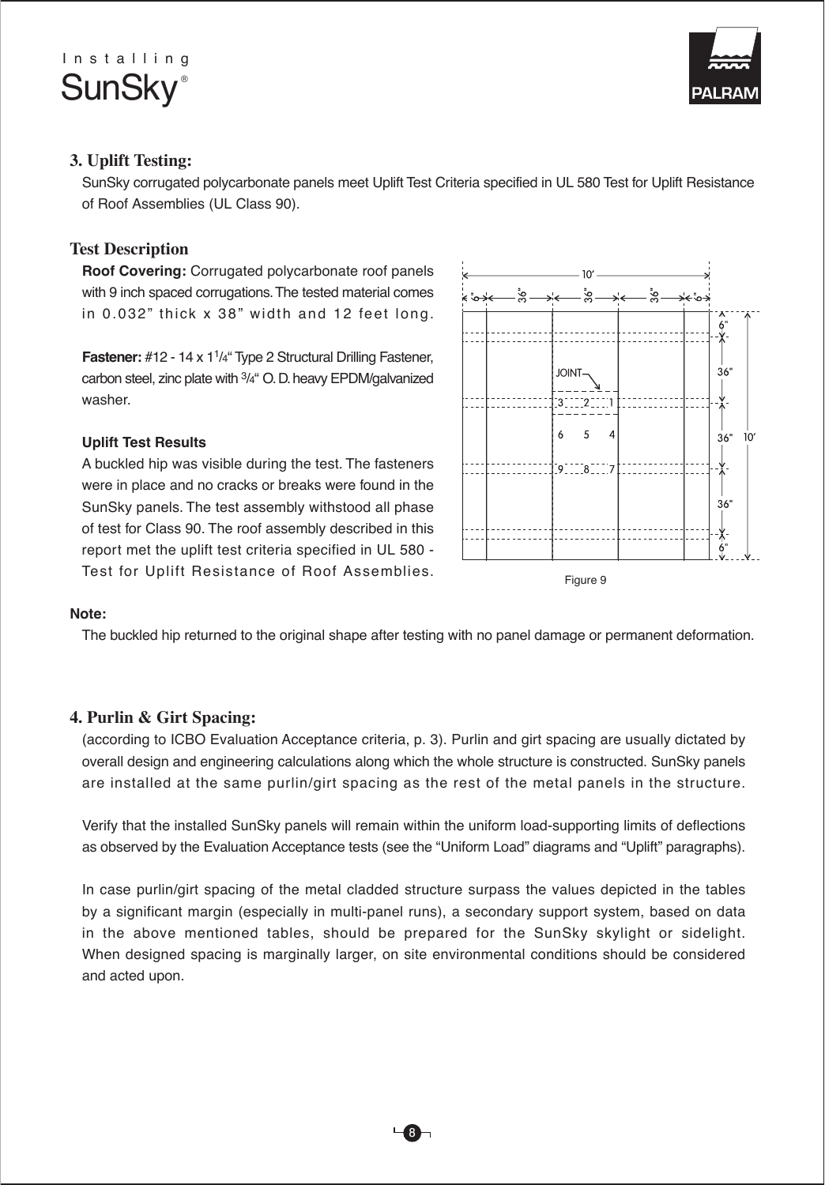## 3. Uplift Testing:

SunSky corrugated polycarbonate panels meet Uplift Test Criteria specified in UL 580 Test for Uplift Resistance of Roof Assemblies (UL Class 90).

### Test Description

**Roof Covering:** Corrugated polycarbonate roof panels with 9 inch spaced corrugations. The tested material comes in 0.032" thick x 38" width and 12 feet long.

**Fastener:** #12 - 14 x 1 1/4" Type 2 Structural Drilling Fastener, carbon steel, zinc plate with 3/4" O. D. heavy EPDM/galvanized washer.

**Uplift Test Results**

A buckled hip was visible during the test. The fasteners were in place and no cracks or breaks were found in the SunSky panels. The test assembly withstood all phase of test for Class 90. The roof assembly described in this report met the uplift test criteria specified in UL 580 - Test for Uplift Resistance of Roof Assemblies.

Figure 9

**Note:**

The buckled hip returned to the original shape after testing with no panel damage or permanent deformation.

## 4. Purlin & Girt Spacing:

(according to ICBO Evaluation Acceptance criteria, p. 3). Purlin and girt spacing are usually dictated by overall design and engineering calculations along which the whole structure is constructed. SunSky panels are installed at the same purlin/girt spacing as the rest of the metal panels in the structure.

Verify that the installed SunSky panels will remain within the uniform load-supporting limits of deflections as observed by the Evaluation Acceptance tests (see the "Uniform Load" diagrams and "Uplift" paragraphs).

In case purlin/girt spacing of the metal cladded structure surpass the values depicted in the tables by a significant margin (especially in multi-panel runs), a secondary support system, based on data in the above mentioned tables, should be prepared for the SunSky skylight or sidelight. When designed spacing is marginally larger, on site environmental conditions should be considered and acted upon.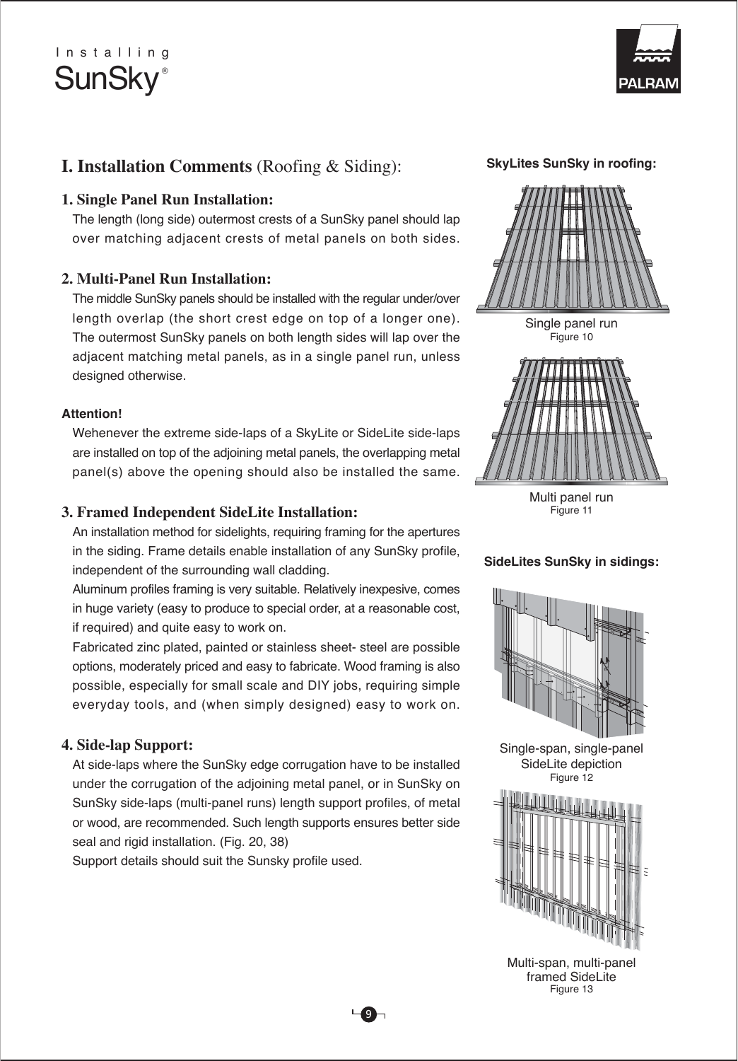# I. Installation Comments (Roofing & Siding):

## 1. Single Panel Run Installation:

The length (long side) outermost crests of a SunSky panel should lap over matching adjacent crests of metal panels on both sides.

## 2. Multi-Panel Run Installation:

The middle SunSky panels should be installed with the regular under/over length overlap (the short crest edge on top of a longer one). The outermost SunSky panels on both length sides will lap over the adjacent matching metal panels, as in a single panel run, unless designed otherwise.

**Attention!**

Wehenever the extreme side-laps of a SkyLite or SideLite side-laps are installed on top of the adjoining metal panels, the overlapping metal panel(s) above the opening should also be installed the same.

## 3. Framed Independent SideLite Installation:

An installation method for sidelights, requiring framing for the apertures in the siding. Frame details enable installation of any SunSky profile, independent of the surrounding wall cladding.

Aluminum profiles framing is very suitable. Relatively inexpesive, comes in huge variety (easy to produce to special order, at a reasonable cost, if required) and quite easy to work on.

Fabricated zinc plated, painted or stainless sheet- steel are possible options, moderately priced and easy to fabricate. Wood framing is also possible, especially for small scale and DIY jobs, requiring simple everyday tools, and (when simply designed) easy to work on.

## 4. Side-lap Support:

At side-laps where the SunSky edge corrugation have to be installed under the corrugation of the adjoining metal panel, or in SunSky on SunSky side-laps (multi-panel runs) length support profiles, of metal or wood, are recommended. Such length supports ensures better side seal and rigid installation. (Fig. 20, 38)

Support details should suit the Sunsky profile used.

**SkyLites SunSky in roofing:**

Single panel run
Figure 10

Multi panel run
Figure 11

**SideLites SunSky in sidings:**

Single-span, single-panel SideLite depiction
Figure 12

Multi-span, multi-panel framed SideLite
Figure 13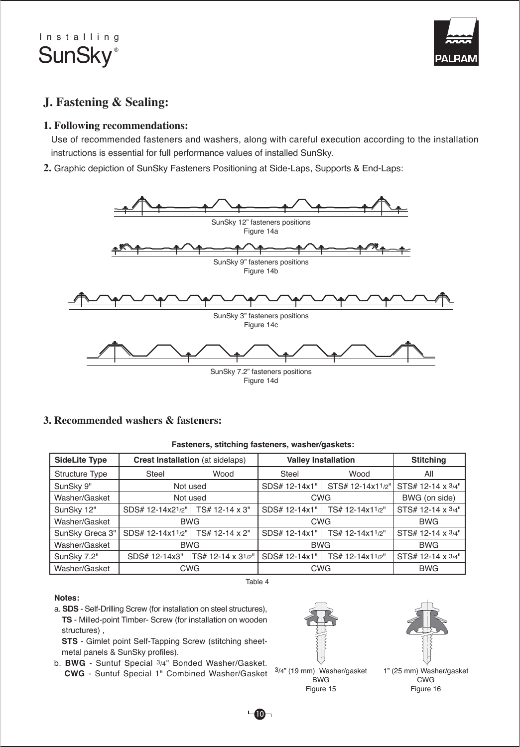## J. Fastening & Sealing:

### 1. Following recommendations:

Use of recommended fasteners and washers, along with careful execution according to the installation instructions is essential for full performance values of installed SunSky.

**2.** Graphic depiction of SunSky Fasteners Positioning at Side-Laps, Supports & End-Laps:

SunSky 12" fasteners positions
Figure 14a

SunSky 9" fasteners positions
Figure 14b

SunSky 3" fasteners positions
Figure 14c

SunSky 7.2" fasteners positions
Figure 14d

### 3. Recommended washers & fasteners:

**Fasteners, stitching fasteners, washer/gaskets:**

| SideLite Type | Crest Installation (at sidelaps) | | Valley Installation | | Stitching |
|---|---|---|---|---|---|
| Structure Type | Steel | Wood | Steel | Wood | All |
| SunSky 9" | Not used | | SDS# 12-14x1" | STS# 12-14x1 1/2" | STS# 12-14 x 3/4" |
| Washer/Gasket | Not used | | CWG | | BWG (on side) |
| SunSky 12" | SDS# 12-14x2 1/2" | TS# 12-14 x 3" | SDS# 12-14x1" | TS# 12-14x1 1/2" | STS# 12-14 x 3/4" |
| Washer/Gasket | BWG | | CWG | | BWG |
| SunSky Greca 3" | SDS# 12-14x1 1/2" | TS# 12-14 x 2" | SDS# 12-14x1" | TS# 12-14x1 1/2" | STS# 12-14 x 3/4" |
| Washer/Gasket | BWG | | BWG | | BWG |
| SunSky 7.2" | SDS# 12-14x3" | TS# 12-14 x 3 1/2" | SDS# 12-14x1" | TS# 12-14x1 1/2" | STS# 12-14 x 3/4" |
| Washer/Gasket | CWG | | CWG | | BWG |

Table 4

**Notes:**

a. **SDS** - Self-Drilling Screw (for installation on steel structures),
**TS** - Milled-point Timber- Screw (for installation on wooden structures) ,
**STS** - Gimlet point Self-Tapping Screw (stitching sheet-metal panels & SunSky profiles).

b. **BWG** - Suntuf Special 3/4" Bonded Washer/Gasket.
**CWG** - Suntuf Special 1" Combined Washer/Gasket

3/4" (19 mm) Washer/gasket
BWG
Figure 15

1" (25 mm) Washer/gasket
CWG
Figure 16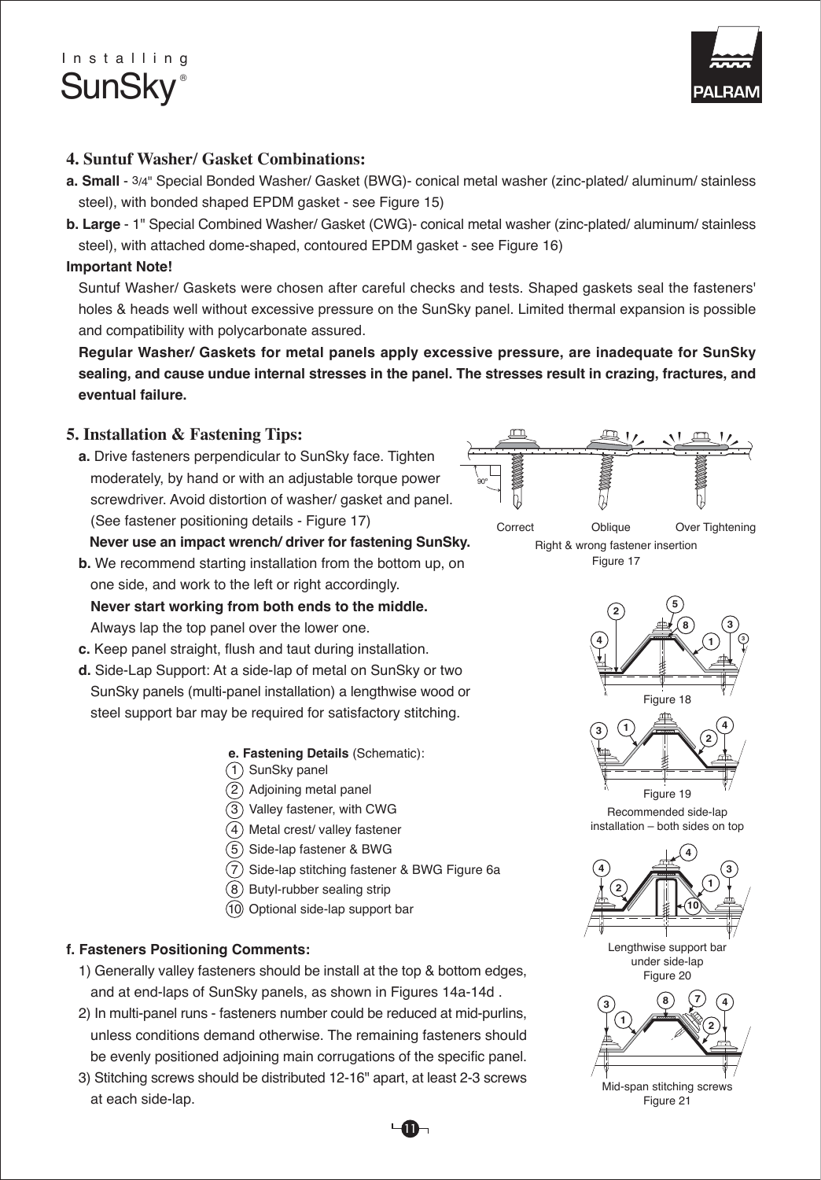## 4. Suntuf Washer/ Gasket Combinations:

**a. Small** - 3/4" Special Bonded Washer/ Gasket (BWG)- conical metal washer (zinc-plated/ aluminum/ stainless steel), with bonded shaped EPDM gasket - see Figure 15)

**b. Large** - 1" Special Combined Washer/ Gasket (CWG)- conical metal washer (zinc-plated/ aluminum/ stainless steel), with attached dome-shaped, contoured EPDM gasket - see Figure 16)

**Important Note!**

Suntuf Washer/ Gaskets were chosen after careful checks and tests. Shaped gaskets seal the fasteners' holes & heads well without excessive pressure on the SunSky panel. Limited thermal expansion is possible and compatibility with polycarbonate assured.

**Regular Washer/ Gaskets for metal panels apply excessive pressure, are inadequate for SunSky sealing, and cause undue internal stresses in the panel. The stresses result in crazing, fractures, and eventual failure.**

## 5. Installation & Fastening Tips:

**a.** Drive fasteners perpendicular to SunSky face. Tighten moderately, by hand or with an adjustable torque power screwdriver. Avoid distortion of washer/ gasket and panel. (See fastener positioning details - Figure 17)

**Never use an impact wrench/ driver for fastening SunSky.**

**b.** We recommend starting installation from the bottom up, on one side, and work to the left or right accordingly.

**Never start working from both ends to the middle.**

Always lap the top panel over the lower one.

**c.** Keep panel straight, flush and taut during installation.

**d.** Side-Lap Support: At a side-lap of metal on SunSky or two SunSky panels (multi-panel installation) a lengthwise wood or steel support bar may be required for satisfactory stitching.

**e. Fastening Details** (Schematic):

1. SunSky panel
2. Adjoining metal panel
3. Valley fastener, with CWG
4. Metal crest/ valley fastener
5. Side-lap fastener & BWG
7. Side-lap stitching fastener & BWG Figure 6a
8. Butyl-rubber sealing strip
10. Optional side-lap support bar

**f. Fasteners Positioning Comments:**

1) Generally valley fasteners should be install at the top & bottom edges, and at end-laps of SunSky panels, as shown in Figures 14a-14d .

2) In multi-panel runs - fasteners number could be reduced at mid-purlins, unless conditions demand otherwise. The remaining fasteners should be evenly positioned adjoining main corrugations of the specific panel.

3) Stitching screws should be distributed 12-16" apart, at least 2-3 screws at each side-lap.

90° Correct Oblique Over Tightening

Right & wrong fastener insertion
Figure 17

Figure 18

Figure 19
Recommended side-lap installation – both sides on top

Lengthwise support bar under side-lap
Figure 20

Mid-span stitching screws
Figure 21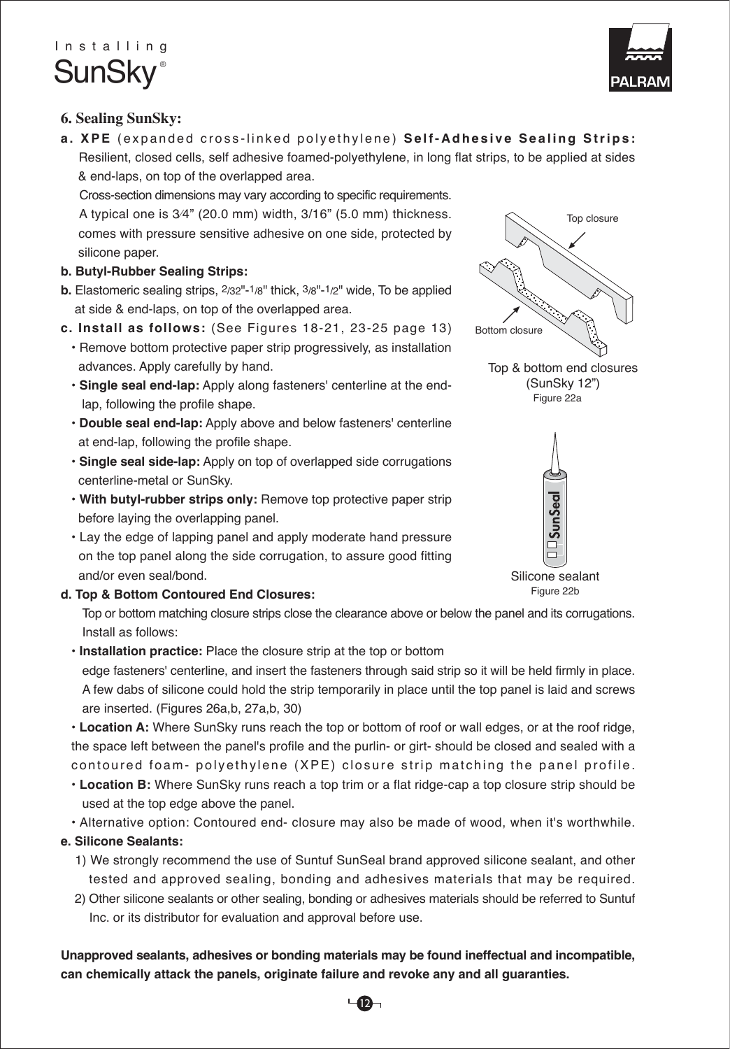## 6. Sealing SunSky:

**a. XPE** (expanded cross-linked polyethylene) **Self-Adhesive Sealing Strips:** Resilient, closed cells, self adhesive foamed-polyethylene, in long flat strips, to be applied at sides & end-laps, on top of the overlapped area.

Cross-section dimensions may vary according to specific requirements. A typical one is 3⁄4" (20.0 mm) width, 3/16" (5.0 mm) thickness. comes with pressure sensitive adhesive on one side, protected by silicone paper.

**b. Butyl-Rubber Sealing Strips:**

**b.** Elastomeric sealing strips, 2/32"-1/8" thick, 3/8"-1/2" wide, To be applied at side & end-laps, on top of the overlapped area.

**c. Install as follows:** (See Figures 18-21, 23-25 page 13)

- Remove bottom protective paper strip progressively, as installation advances. Apply carefully by hand.
- **Single seal end-lap:** Apply along fasteners' centerline at the end-lap, following the profile shape.
- **Double seal end-lap:** Apply above and below fasteners' centerline at end-lap, following the profile shape.
- **Single seal side-lap:** Apply on top of overlapped side corrugations centerline-metal or SunSky.
- **With butyl-rubber strips only:** Remove top protective paper strip before laying the overlapping panel.
- Lay the edge of lapping panel and apply moderate hand pressure on the top panel along the side corrugation, to assure good fitting and/or even seal/bond.

Top closure

Bottom closure

Top & bottom end closures (SunSky 12")
Figure 22a

Silicone sealant
Figure 22b

**d. Top & Bottom Contoured End Closures:**

Top or bottom matching closure strips close the clearance above or below the panel and its corrugations. Install as follows:

- **Installation practice:** Place the closure strip at the top or bottom edge fasteners' centerline, and insert the fasteners through said strip so it will be held firmly in place. A few dabs of silicone could hold the strip temporarily in place until the top panel is laid and screws are inserted. (Figures 26a,b, 27a,b, 30)
- **Location A:** Where SunSky runs reach the top or bottom of roof or wall edges, or at the roof ridge, the space left between the panel's profile and the purlin- or girt- should be closed and sealed with a contoured foam- polyethylene (XPE) closure strip matching the panel profile.
- **Location B:** Where SunSky runs reach a top trim or a flat ridge-cap a top closure strip should be used at the top edge above the panel.
- Alternative option: Contoured end- closure may also be made of wood, when it's worthwhile.

**e. Silicone Sealants:**

1) We strongly recommend the use of Suntuf SunSeal brand approved silicone sealant, and other tested and approved sealing, bonding and adhesives materials that may be required.

2) Other silicone sealants or other sealing, bonding or adhesives materials should be referred to Suntuf Inc. or its distributor for evaluation and approval before use.

**Unapproved sealants, adhesives or bonding materials may be found ineffectual and incompatible, can chemically attack the panels, originate failure and revoke any and all guaranties.**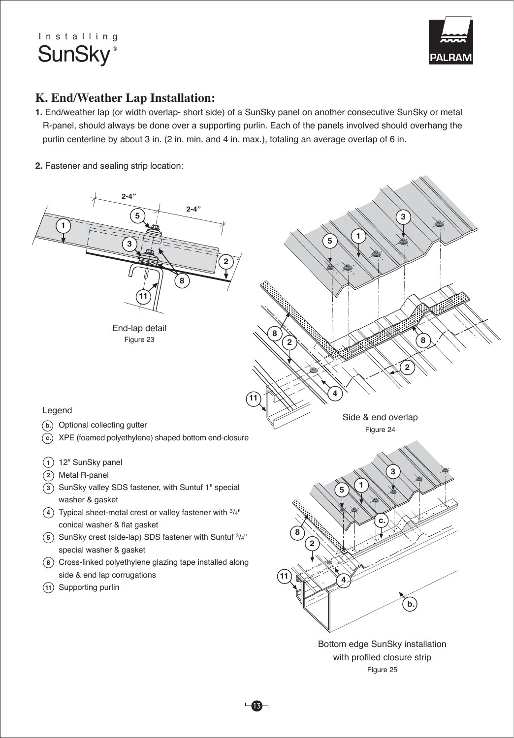## K. End/Weather Lap Installation:

**1.** End/weather lap (or width overlap- short side) of a SunSky panel on another consecutive SunSky or metal R-panel, should always be done over a supporting purlin. Each of the panels involved should overhang the purlin centerline by about 3 in. (2 in. min. and 4 in. max.), totaling an average overlap of 6 in.

**2.** Fastener and sealing strip location:

End-lap detail
Figure 23

Side & end overlap
Figure 24

Legend

- (b.) Optional collecting gutter
- (c.) XPE (foamed polyethylene) shaped bottom end-closure
- (1) 12" SunSky panel
- (2) Metal R-panel
- (3) SunSky valley SDS fastener, with Suntuf 1" special washer & gasket
- (4) Typical sheet-metal crest or valley fastener with 3/4" conical washer & flat gasket
- (5) SunSky crest (side-lap) SDS fastener with Suntuf 3/4" special washer & gasket
- (8) Cross-linked polyethylene glazing tape installed along side & end lap corrugations
- (11) Supporting purlin

Bottom edge SunSky installation with profiled closure strip
Figure 25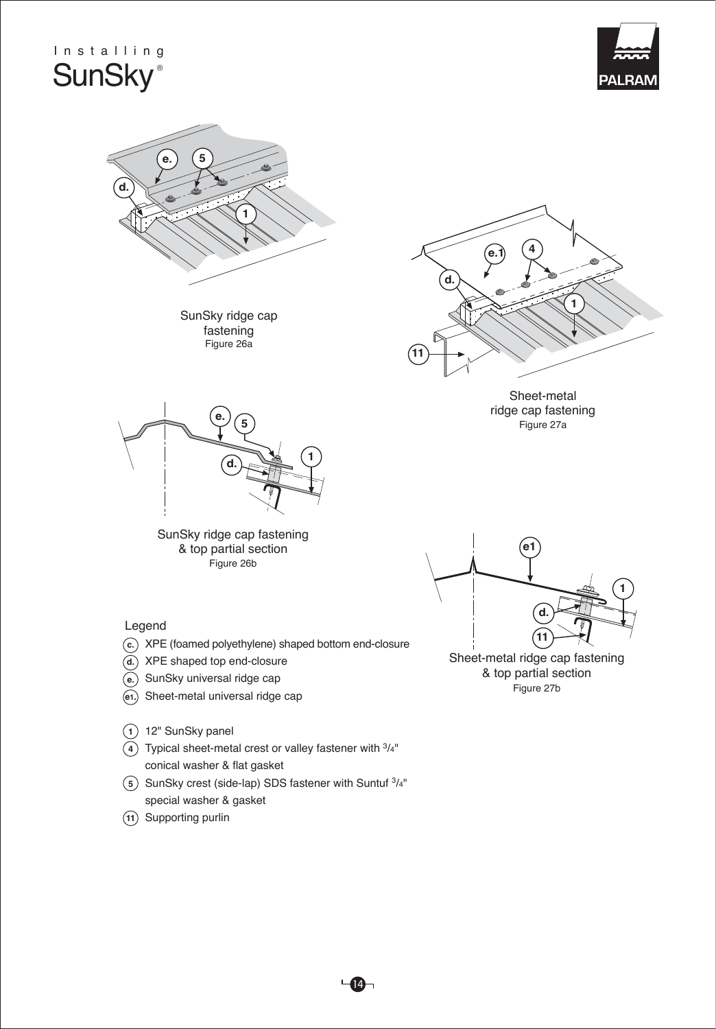SunSky ridge cap fastening
Figure 26a

Sheet-metal ridge cap fastening
Figure 27a

SunSky ridge cap fastening & top partial section
Figure 26b

Sheet-metal ridge cap fastening & top partial section
Figure 27b

Legend

- (c.) XPE (foamed polyethylene) shaped bottom end-closure
- (d.) XPE shaped top end-closure
- (e.) SunSky universal ridge cap
- (e1.) Sheet-metal universal ridge cap

- (1) 12" SunSky panel
- (4) Typical sheet-metal crest or valley fastener with 3/4" conical washer & flat gasket
- (5) SunSky crest (side-lap) SDS fastener with Suntuf 3/4" special washer & gasket
- (11) Supporting purlin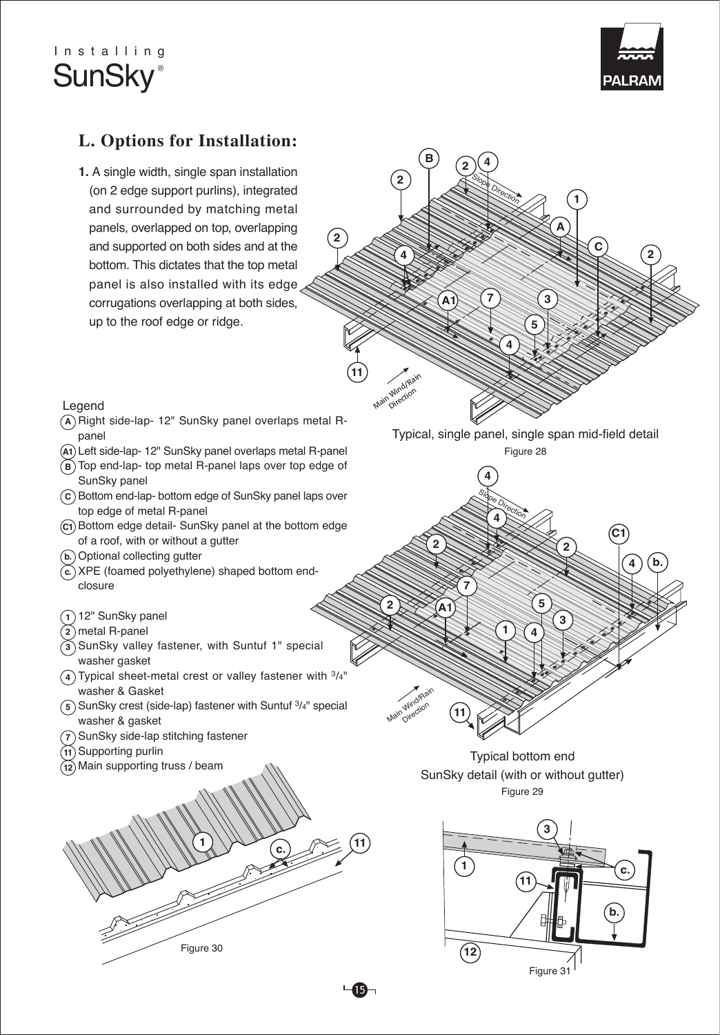## L. Options for Installation:

**1.** A single width, single span installation (on 2 edge support purlins), integrated and surrounded by matching metal panels, overlapped on top, overlapping and supported on both sides and at the bottom. This dictates that the top metal panel is also installed with its edge corrugations overlapping at both sides, up to the roof edge or ridge.

Typical, single panel, single span mid-field detail

Figure 28

Legend

- (A) Right side-lap- 12" SunSky panel overlaps metal R-panel
- (A1) Left side-lap- 12" SunSky panel overlaps metal R-panel
- (B) Top end-lap- top metal R-panel laps over top edge of SunSky panel
- (C) Bottom end-lap- bottom edge of SunSky panel laps over top edge of metal R-panel
- (C1) Bottom edge detail- SunSky panel at the bottom edge of a roof, with or without a gutter
- (b.) Optional collecting gutter
- (c.) XPE (foamed polyethylene) shaped bottom end-closure

- (1) 12" SunSky panel
- (2) metal R-panel
- (3) SunSky valley fastener, with Suntuf 1" special washer gasket
- (4) Typical sheet-metal crest or valley fastener with 3/4" washer & Gasket
- (5) SunSky crest (side-lap) fastener with Suntuf 3/4" special washer & gasket
- (7) SunSky side-lap stitching fastener
- (11) Supporting purlin
- (12) Main supporting truss / beam

Typical bottom end SunSky detail (with or without gutter)

Figure 29

Figure 30

Figure 31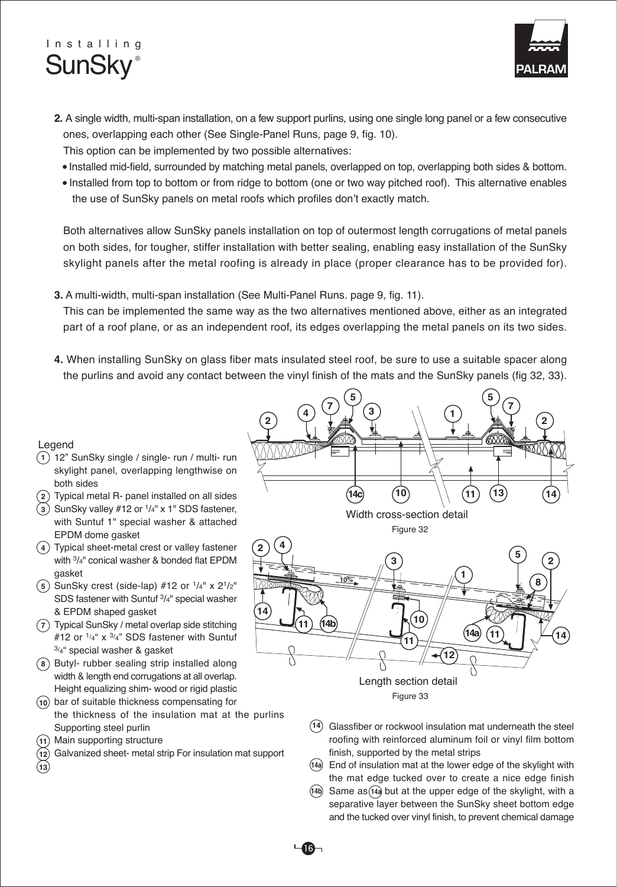2. A single width, multi-span installation, on a few support purlins, using one single long panel or a few consecutive ones, overlapping each other (See Single-Panel Runs, page 9, fig. 10).

   This option can be implemented by two possible alternatives:

   - Installed mid-field, surrounded by matching metal panels, overlapped on top, overlapping both sides & bottom.
   - Installed from top to bottom or from ridge to bottom (one or two way pitched roof). This alternative enables the use of SunSky panels on metal roofs which profiles don't exactly match.

   Both alternatives allow SunSky panels installation on top of outermost length corrugations of metal panels on both sides, for tougher, stiffer installation with better sealing, enabling easy installation of the SunSky skylight panels after the metal roofing is already in place (proper clearance has to be provided for).

3. A multi-width, multi-span installation (See Multi-Panel Runs. page 9, fig. 11).

   This can be implemented the same way as the two alternatives mentioned above, either as an integrated part of a roof plane, or as an independent roof, its edges overlapping the metal panels on its two sides.

4. When installing SunSky on glass fiber mats insulated steel roof, be sure to use a suitable spacer along the purlins and avoid any contact between the vinyl finish of the mats and the SunSky panels (fig 32, 33).

Width cross-section detail

Figure 32

Length section detail

Figure 33

Legend

1. 12" SunSky single / single- run / multi- run skylight panel, overlapping lengthwise on both sides
2. Typical metal R- panel installed on all sides
3. SunSky valley #12 or 1/4" x 1" SDS fastener, with Suntuf 1" special washer & attached EPDM dome gasket
4. Typical sheet-metal crest or valley fastener with 3/4" conical washer & bonded flat EPDM gasket
5. SunSky crest (side-lap) #12 or 1/4" x 2 1/2" SDS fastener with Suntuf 3/4" special washer & EPDM shaped gasket
7. Typical SunSky / metal overlap side stitching #12 or 1/4" x 3/4" SDS fastener with Suntuf 3/4" special washer & gasket
8. Butyl- rubber sealing strip installed along width & length end corrugations at all overlap.
10. Height equalizing shim- wood or rigid plastic bar of suitable thickness compensating for the thickness of the insulation mat at the purlins
11. Supporting steel purlin
12. Main supporting structure
13. Galvanized sheet- metal strip For insulation mat support
14. Glassfiber or rockwool insulation mat underneath the steel roofing with reinforced aluminum foil or vinyl film bottom finish, supported by the metal strips

14a. End of insulation mat at the lower edge of the skylight with the mat edge tucked over to create a nice edge finish

14b. Same as 14a but at the upper edge of the skylight, with a separative layer between the SunSky sheet bottom edge and the tucked over vinyl finish, to prevent chemical damage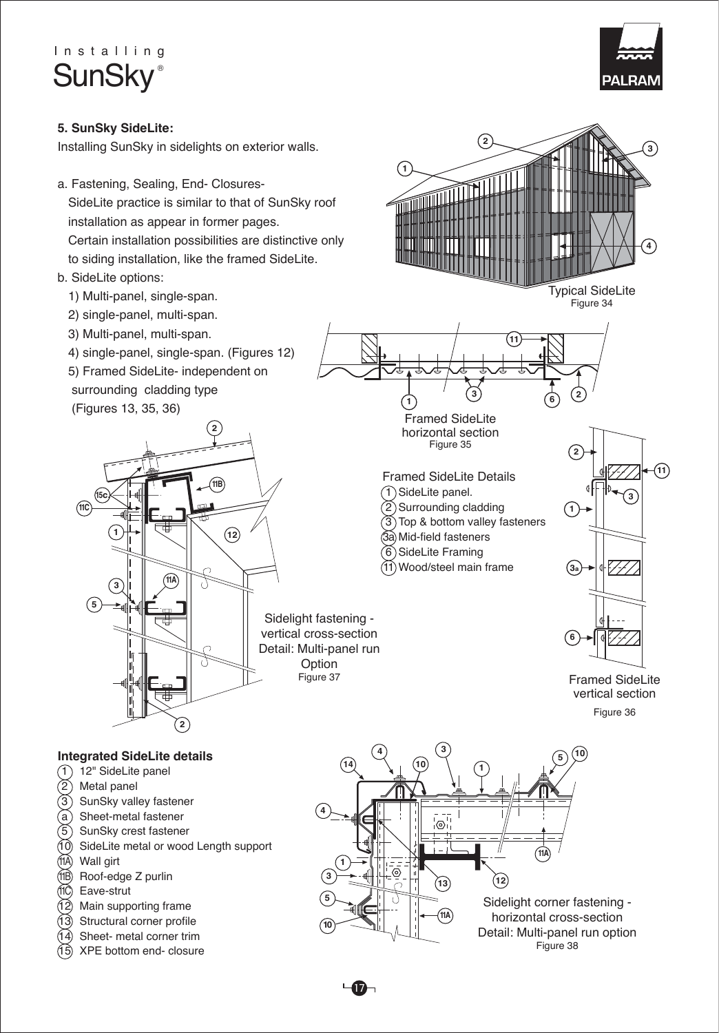## 5. SunSky SideLite:

Installing SunSky in sidelights on exterior walls.

a. Fastening, Sealing, End- Closures-
   SideLite practice is similar to that of SunSky roof installation as appear in former pages.
   Certain installation possibilities are distinctive only to siding installation, like the framed SideLite.

b. SideLite options:
   1) Multi-panel, single-span.
   2) single-panel, multi-span.
   3) Multi-panel, multi-span.
   4) single-panel, single-span. (Figures 12)
   5) Framed SideLite- independent on surrounding cladding type (Figures 13, 35, 36)

Typical SideLite
Figure 34

Framed SideLite horizontal section
Figure 35

Framed SideLite Details
1 SideLite panel.
2 Surrounding cladding
3 Top & bottom valley fasteners
3a Mid-field fasteners
6 SideLite Framing
11 Wood/steel main frame

Framed SideLite vertical section
Figure 36

Sidelight fastening - vertical cross-section Detail: Multi-panel run Option
Figure 37

**Integrated SideLite details**
1 12" SideLite panel
2 Metal panel
3 SunSky valley fastener
a Sheet-metal fastener
5 SunSky crest fastener
10 SideLite metal or wood Length support
11A Wall girt
11B Roof-edge Z purlin
11C Eave-strut
12 Main supporting frame
13 Structural corner profile
14 Sheet- metal corner trim
15 XPE bottom end- closure

Sidelight corner fastening - horizontal cross-section Detail: Multi-panel run option
Figure 38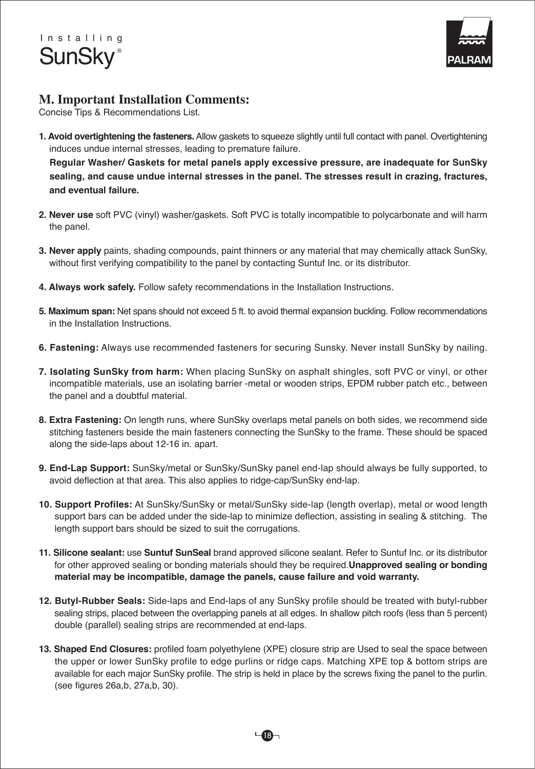## M. Important Installation Comments:

Concise Tips & Recommendations List.

1. **Avoid overtightening the fasteners.** Allow gaskets to squeeze slightly until full contact with panel. Overtightening induces undue internal stresses, leading to premature failure.
   **Regular Washer/ Gaskets for metal panels apply excessive pressure, are inadequate for SunSky sealing, and cause undue internal stresses in the panel. The stresses result in crazing, fractures, and eventual failure.**

2. **Never use** soft PVC (vinyl) washer/gaskets. Soft PVC is totally incompatible to polycarbonate and will harm the panel.

3. **Never apply** paints, shading compounds, paint thinners or any material that may chemically attack SunSky, without first verifying compatibility to the panel by contacting Suntuf Inc. or its distributor.

4. **Always work safely.** Follow safety recommendations in the Installation Instructions.

5. **Maximum span:** Net spans should not exceed 5 ft. to avoid thermal expansion buckling. Follow recommendations in the Installation Instructions.

6. **Fastening:** Always use recommended fasteners for securing Sunsky. Never install SunSky by nailing.

7. **Isolating SunSky from harm:** When placing SunSky on asphalt shingles, soft PVC or vinyl, or other incompatible materials, use an isolating barrier -metal or wooden strips, EPDM rubber patch etc., between the panel and a doubtful material.

8. **Extra Fastening:** On length runs, where SunSky overlaps metal panels on both sides, we recommend side stitching fasteners beside the main fasteners connecting the SunSky to the frame. These should be spaced along the side-laps about 12-16 in. apart.

9. **End-Lap Support:** SunSky/metal or SunSky/SunSky panel end-lap should always be fully supported, to avoid deflection at that area. This also applies to ridge-cap/SunSky end-lap.

10. **Support Profiles:** At SunSky/SunSky or metal/SunSky side-lap (length overlap), metal or wood length support bars can be added under the side-lap to minimize deflection, assisting in sealing & stitching. The length support bars should be sized to suit the corrugations.

11. **Silicone sealant:** use **Suntuf SunSeal** brand approved silicone sealant. Refer to Suntuf Inc. or its distributor for other approved sealing or bonding materials should they be required.**Unapproved sealing or bonding material may be incompatible, damage the panels, cause failure and void warranty.**

12. **Butyl-Rubber Seals:** Side-laps and End-laps of any SunSky profile should be treated with butyl-rubber sealing strips, placed between the overlapping panels at all edges. In shallow pitch roofs (less than 5 percent) double (parallel) sealing strips are recommended at end-laps.

13. **Shaped End Closures:** profiled foam polyethylene (XPE) closure strip are Used to seal the space between the upper or lower SunSky profile to edge purlins or ridge caps. Matching XPE top & bottom strips are available for each major SunSky profile. The strip is held in place by the screws fixing the panel to the purlin. (see figures 26a,b, 27a,b, 30).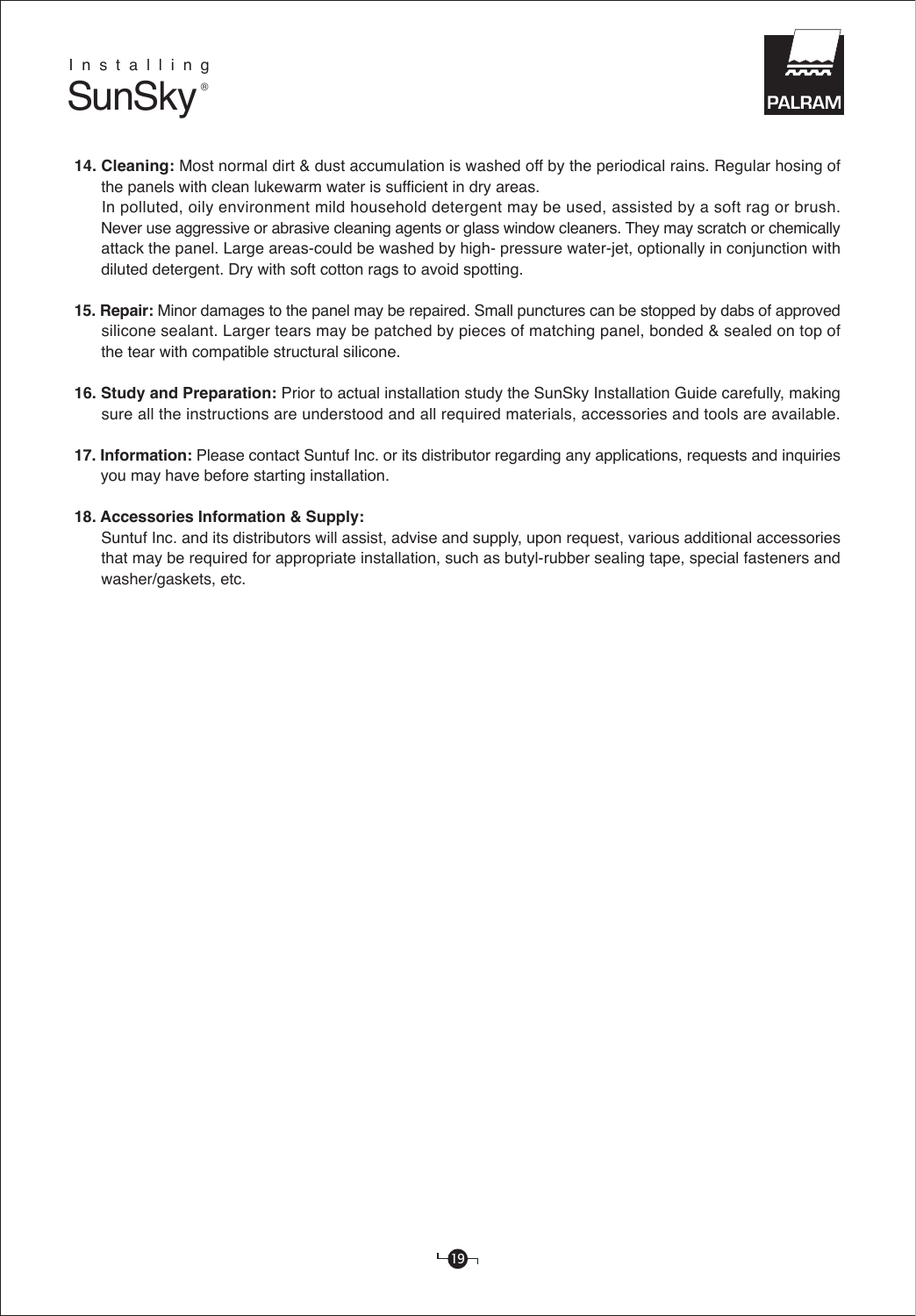**14. Cleaning:** Most normal dirt & dust accumulation is washed off by the periodical rains. Regular hosing of the panels with clean lukewarm water is sufficient in dry areas.
In polluted, oily environment mild household detergent may be used, assisted by a soft rag or brush. Never use aggressive or abrasive cleaning agents or glass window cleaners. They may scratch or chemically attack the panel. Large areas-could be washed by high- pressure water-jet, optionally in conjunction with diluted detergent. Dry with soft cotton rags to avoid spotting.

**15. Repair:** Minor damages to the panel may be repaired. Small punctures can be stopped by dabs of approved silicone sealant. Larger tears may be patched by pieces of matching panel, bonded & sealed on top of the tear with compatible structural silicone.

**16. Study and Preparation:** Prior to actual installation study the SunSky Installation Guide carefully, making sure all the instructions are understood and all required materials, accessories and tools are available.

**17. Information:** Please contact Suntuf Inc. or its distributor regarding any applications, requests and inquiries you may have before starting installation.

**18. Accessories Information & Supply:**
Suntuf Inc. and its distributors will assist, advise and supply, upon request, various additional accessories that may be required for appropriate installation, such as butyl-rubber sealing tape, special fasteners and washer/gaskets, etc.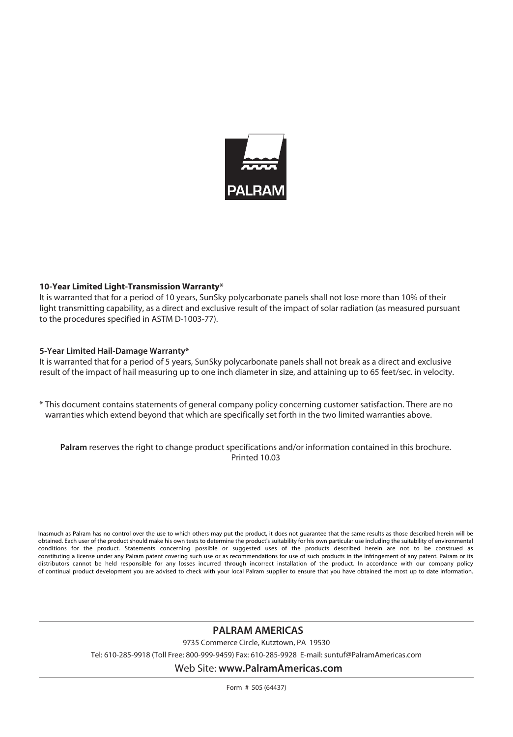PALRAM

**10-Year Limited Light-Transmission Warranty***

It is warranted that for a period of 10 years, SunSky polycarbonate panels shall not lose more than 10% of their light transmitting capability, as a direct and exclusive result of the impact of solar radiation (as measured pursuant to the procedures specified in ASTM D-1003-77).

**5-Year Limited Hail-Damage Warranty***

It is warranted that for a period of 5 years, SunSky polycarbonate panels shall not break as a direct and exclusive result of the impact of hail measuring up to one inch diameter in size, and attaining up to 65 feet/sec. in velocity.

* This document contains statements of general company policy concerning customer satisfaction. There are no warranties which extend beyond that which are specifically set forth in the two limited warranties above.

**Palram** reserves the right to change product specifications and/or information contained in this brochure.
Printed 10.03

Inasmuch as Palram has no control over the use to which others may put the product, it does not guarantee that the same results as those described herein will be obtained. Each user of the product should make his own tests to determine the product's suitability for his own particular use including the suitability of environmental conditions for the product. Statements concerning possible or suggested uses of the products described herein are not to be construed as constituting a license under any Palram patent covering such use or as recommendations for use of such products in the infringement of any patent. Palram or its distributors cannot be held responsible for any losses incurred through incorrect installation of the product. In accordance with our company policy of continual product development you are advised to check with your local Palram supplier to ensure that you have obtained the most up to date information.

**PALRAM AMERICAS**

9735 Commerce Circle, Kutztown, PA 19530

Tel: 610-285-9918 (Toll Free: 800-999-9459) Fax: 610-285-9928 E-mail: suntuf@PalramAmericas.com

Web Site: **www.PalramAmericas.com**

Form # 505 (64437)